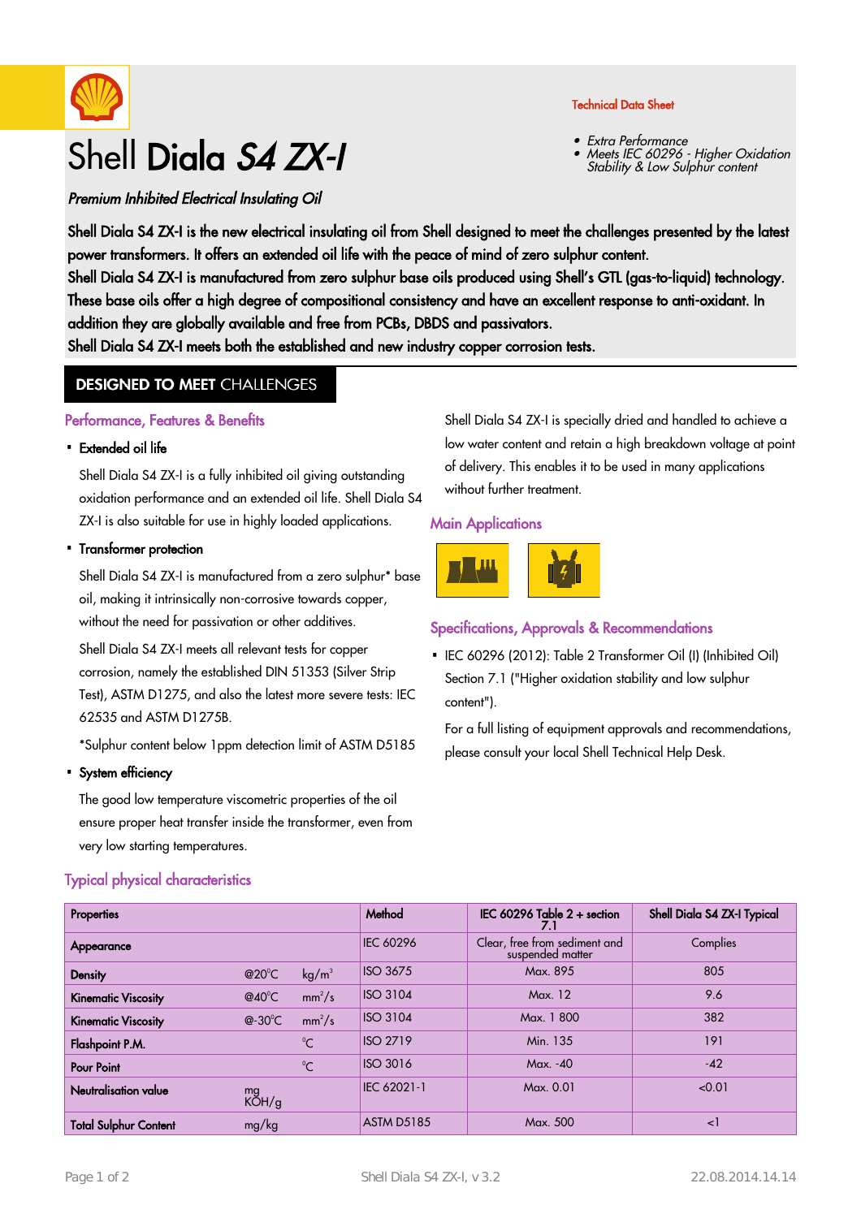Technical Data Sheet

- *Extra Performance*
- *Meets IEC 60296 - Higher Oxidation Stability & Low Sulphur content*

# Shell **Diala *S4 ZX-I***

***Premium Inhibited Electrical Insulating Oil***

**Shell Diala S4 ZX-I is the new electrical insulating oil from Shell designed to meet the challenges presented by the latest power transformers. It offers an extended oil life with the peace of mind of zero sulphur content.**
**Shell Diala S4 ZX-I is manufactured from zero sulphur base oils produced using Shell's GTL (gas-to-liquid) technology. These base oils offer a high degree of compositional consistency and have an excellent response to anti-oxidant. In addition they are globally available and free from PCBs, DBDS and passivators.**
**Shell Diala S4 ZX-I meets both the established and new industry copper corrosion tests.**

## **DESIGNED TO MEET** CHALLENGES

### Performance, Features & Benefits

- **Extended oil life**

  Shell Diala S4 ZX-I is a fully inhibited oil giving outstanding oxidation performance and an extended oil life. Shell Diala S4 ZX-I is also suitable for use in highly loaded applications.

- **Transformer protection**

  Shell Diala S4 ZX-I is manufactured from a zero sulphur* base oil, making it intrinsically non-corrosive towards copper, without the need for passivation or other additives.

  Shell Diala S4 ZX-I meets all relevant tests for copper corrosion, namely the established DIN 51353 (Silver Strip Test), ASTM D1275, and also the latest more severe tests: IEC 62535 and ASTM D1275B.

  *Sulphur content below 1ppm detection limit of ASTM D5185

- **System efficiency**

  The good low temperature viscometric properties of the oil ensure proper heat transfer inside the transformer, even from very low starting temperatures.

Shell Diala S4 ZX-I is specially dried and handled to achieve a low water content and retain a high breakdown voltage at point of delivery. This enables it to be used in many applications without further treatment.

### Main Applications

### Specifications, Approvals & Recommendations

- IEC 60296 (2012): Table 2 Transformer Oil (I) (Inhibited Oil) Section 7.1 ("Higher oxidation stability and low sulphur content").

  For a full listing of equipment approvals and recommendations, please consult your local Shell Technical Help Desk.

### Typical physical characteristics

| Properties | | | Method | IEC 60296 Table 2 + section 7.1 | Shell Diala S4 ZX-I Typical |
|---|---|---|---|---|---|
| Appearance | | | IEC 60296 | Clear, free from sediment and suspended matter | Complies |
| Density | @20°C | kg/m³ | ISO 3675 | Max. 895 | 805 |
| Kinematic Viscosity | @40°C | mm²/s | ISO 3104 | Max. 12 | 9.6 |
| Kinematic Viscosity | @-30°C | mm²/s | ISO 3104 | Max. 1 800 | 382 |
| Flashpoint P.M. | | °C | ISO 2719 | Min. 135 | 191 |
| Pour Point | | °C | ISO 3016 | Max. -40 | -42 |
| Neutralisation value | mg KOH/g | | IEC 62021-1 | Max. 0.01 | <0.01 |
| Total Sulphur Content | mg/kg | | ASTM D5185 | Max. 500 | <1 |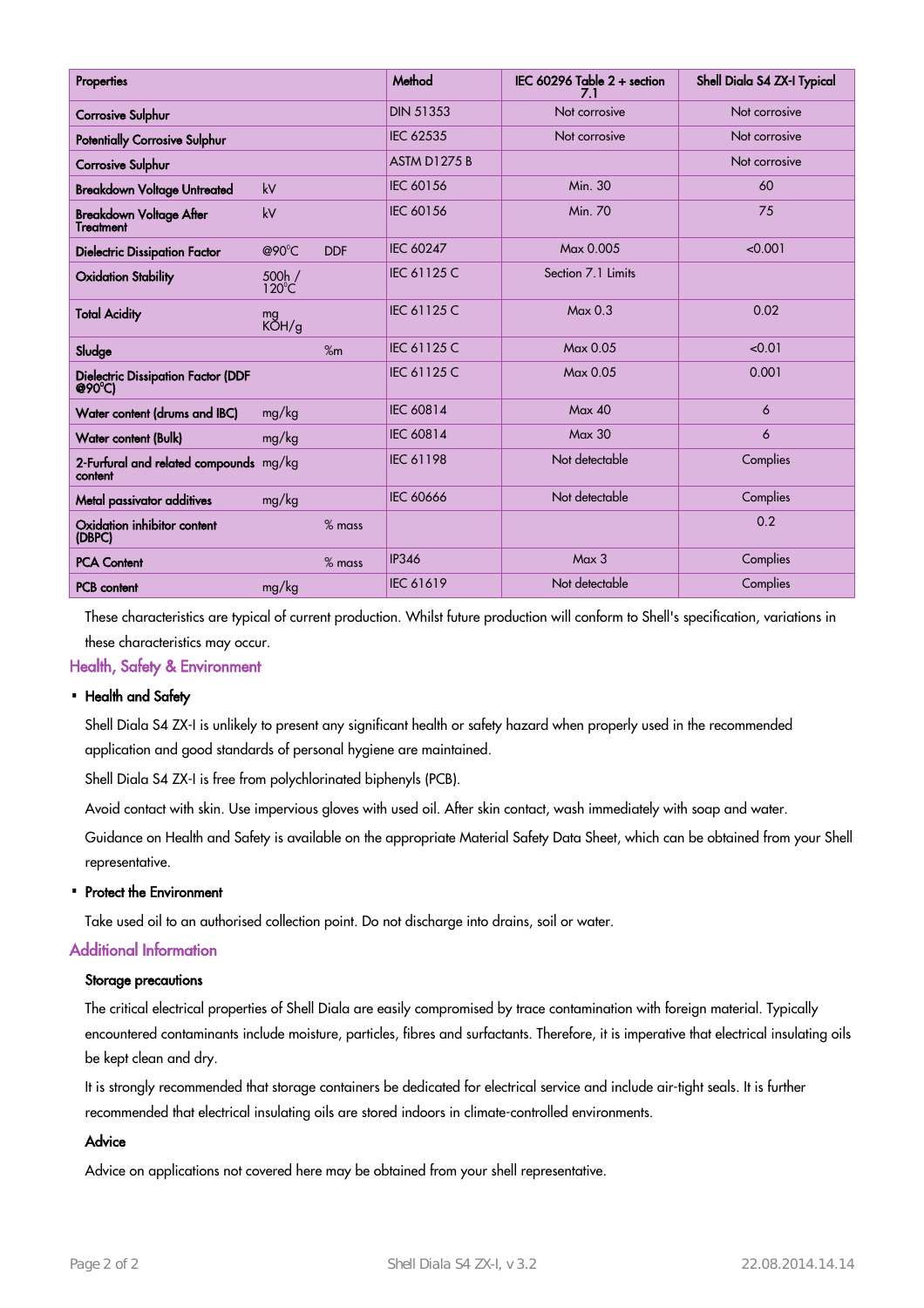| Properties | | | Method | IEC 60296 Table 2 + section 7.1 | Shell Diala S4 ZX-I Typical |
|---|---|---|---|---|---|
| Corrosive Sulphur | | | DIN 51353 | Not corrosive | Not corrosive |
| Potentially Corrosive Sulphur | | | IEC 62535 | Not corrosive | Not corrosive |
| Corrosive Sulphur | | | ASTM D1275 B | | Not corrosive |
| Breakdown Voltage Untreated | kV | | IEC 60156 | Min. 30 | 60 |
| Breakdown Voltage After Treatment | kV | | IEC 60156 | Min. 70 | 75 |
| Dielectric Dissipation Factor | @90°C | DDF | IEC 60247 | Max 0.005 | <0.001 |
| Oxidation Stability | 500h / 120°C | | IEC 61125 C | Section 7.1 Limits | |
| Total Acidity | mg KOH/g | | IEC 61125 C | Max 0.3 | 0.02 |
| Sludge | | %m | IEC 61125 C | Max 0.05 | <0.01 |
| Dielectric Dissipation Factor (DDF @90°C) | | | IEC 61125 C | Max 0.05 | 0.001 |
| Water content (drums and IBC) | mg/kg | | IEC 60814 | Max 40 | 6 |
| Water content (Bulk) | mg/kg | | IEC 60814 | Max 30 | 6 |
| 2-Furfural and related compounds content | mg/kg | | IEC 61198 | Not detectable | Complies |
| Metal passivator additives | mg/kg | | IEC 60666 | Not detectable | Complies |
| Oxidation inhibitor content (DBPC) | | % mass | | | 0.2 |
| PCA Content | | % mass | IP346 | Max 3 | Complies |
| PCB content | mg/kg | | IEC 61619 | Not detectable | Complies |

These characteristics are typical of current production. Whilst future production will conform to Shell's specification, variations in these characteristics may occur.

## Health, Safety & Environment

- **Health and Safety**

Shell Diala S4 ZX-I is unlikely to present any significant health or safety hazard when properly used in the recommended application and good standards of personal hygiene are maintained.

Shell Diala S4 ZX-I is free from polychlorinated biphenyls (PCB).

Avoid contact with skin. Use impervious gloves with used oil. After skin contact, wash immediately with soap and water.

Guidance on Health and Safety is available on the appropriate Material Safety Data Sheet, which can be obtained from your Shell representative.

- **Protect the Environment**

Take used oil to an authorised collection point. Do not discharge into drains, soil or water.

## Additional Information

### Storage precautions

The critical electrical properties of Shell Diala are easily compromised by trace contamination with foreign material. Typically encountered contaminants include moisture, particles, fibres and surfactants. Therefore, it is imperative that electrical insulating oils be kept clean and dry.

It is strongly recommended that storage containers be dedicated for electrical service and include air-tight seals. It is further recommended that electrical insulating oils are stored indoors in climate-controlled environments.

### Advice

Advice on applications not covered here may be obtained from your shell representative.